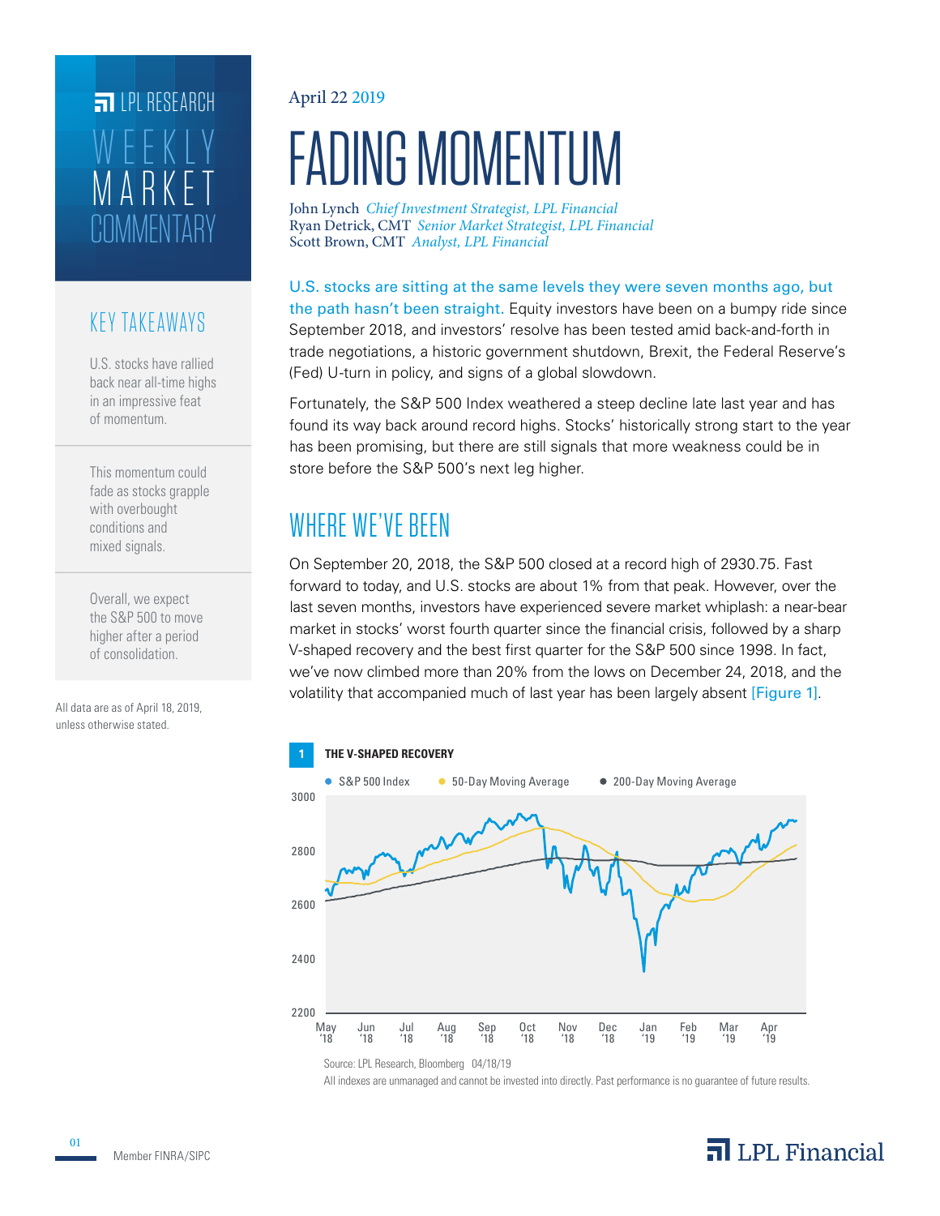# LPL RESEARCH WEEKLY MARKET COMMENTARY

April 22 2019

# FADING MOMENTUM

John Lynch *Chief Investment Strategist, LPL Financial*
Ryan Detrick, CMT *Senior Market Strategist, LPL Financial*
Scott Brown, CMT *Analyst, LPL Financial*

## KEY TAKEAWAYS

U.S. stocks have rallied back near all-time highs in an impressive feat of momentum.

This momentum could fade as stocks grapple with overbought conditions and mixed signals.

Overall, we expect the S&P 500 to move higher after a period of consolidation.

All data are as of April 18, 2019, unless otherwise stated.

U.S. stocks are sitting at the same levels they were seven months ago, but the path hasn't been straight. Equity investors have been on a bumpy ride since September 2018, and investors' resolve has been tested amid back-and-forth in trade negotiations, a historic government shutdown, Brexit, the Federal Reserve's (Fed) U-turn in policy, and signs of a global slowdown.

Fortunately, the S&P 500 Index weathered a steep decline late last year and has found its way back around record highs. Stocks' historically strong start to the year has been promising, but there are still signals that more weakness could be in store before the S&P 500's next leg higher.

## WHERE WE'VE BEEN

On September 20, 2018, the S&P 500 closed at a record high of 2930.75. Fast forward to today, and U.S. stocks are about 1% from that peak. However, over the last seven months, investors have experienced severe market whiplash: a near-bear market in stocks' worst fourth quarter since the financial crisis, followed by a sharp V-shaped recovery and the best first quarter for the S&P 500 since 1998. In fact, we've now climbed more than 20% from the lows on December 24, 2018, and the volatility that accompanied much of last year has been largely absent [Figure 1].

**1 THE V-SHAPED RECOVERY**

Source: LPL Research, Bloomberg 04/18/19

All indexes are unmanaged and cannot be invested into directly. Past performance is no guarantee of future results.

Member FINRA/SIPC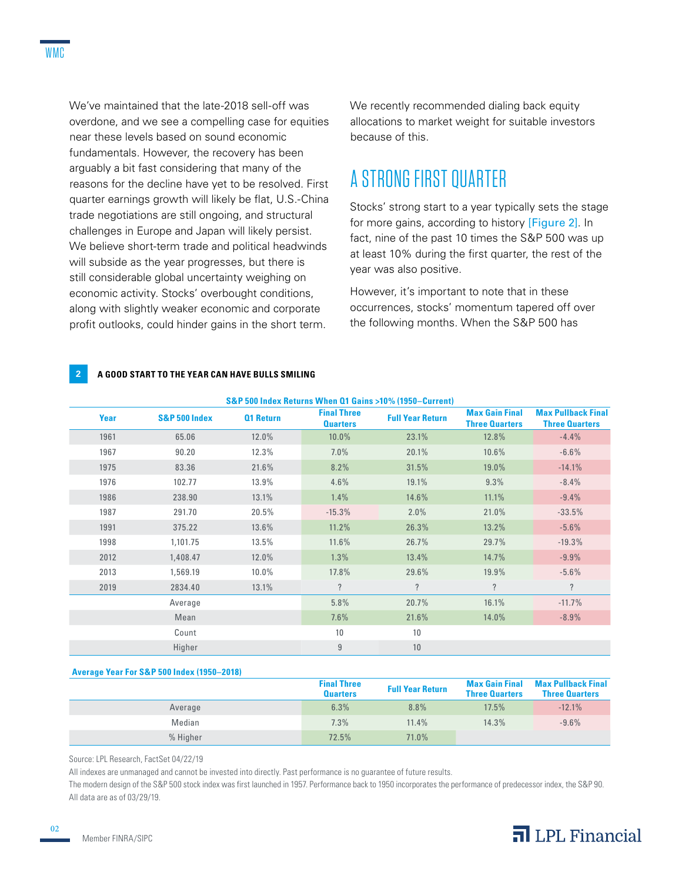We've maintained that the late-2018 sell-off was overdone, and we see a compelling case for equities near these levels based on sound economic fundamentals. However, the recovery has been arguably a bit fast considering that many of the reasons for the decline have yet to be resolved. First quarter earnings growth will likely be flat, U.S.-China trade negotiations are still ongoing, and structural challenges in Europe and Japan will likely persist. We believe short-term trade and political headwinds will subside as the year progresses, but there is still considerable global uncertainty weighing on economic activity. Stocks' overbought conditions, along with slightly weaker economic and corporate profit outlooks, could hinder gains in the short term. We recently recommended dialing back equity allocations to market weight for suitable investors because of this.

## A STRONG FIRST QUARTER

Stocks' strong start to a year typically sets the stage for more gains, according to history [Figure 2]. In fact, nine of the past 10 times the S&P 500 was up at least 10% during the first quarter, the rest of the year was also positive.

However, it's important to note that in these occurrences, stocks' momentum tapered off over the following months. When the S&P 500 has

**2 A GOOD START TO THE YEAR CAN HAVE BULLS SMILING**

**S&P 500 Index Returns When Q1 Gains >10% (1950–Current)**

| Year | S&P 500 Index | Q1 Return | Final Three Quarters | Full Year Return | Max Gain Final Three Quarters | Max Pullback Final Three Quarters |
|---|---|---|---|---|---|---|
| 1961 | 65.06 | 12.0% | 10.0% | 23.1% | 12.8% | -4.4% |
| 1967 | 90.20 | 12.3% | 7.0% | 20.1% | 10.6% | -6.6% |
| 1975 | 83.36 | 21.6% | 8.2% | 31.5% | 19.0% | -14.1% |
| 1976 | 102.77 | 13.9% | 4.6% | 19.1% | 9.3% | -8.4% |
| 1986 | 238.90 | 13.1% | 1.4% | 14.6% | 11.1% | -9.4% |
| 1987 | 291.70 | 20.5% | -15.3% | 2.0% | 21.0% | -33.5% |
| 1991 | 375.22 | 13.6% | 11.2% | 26.3% | 13.2% | -5.6% |
| 1998 | 1,101.75 | 13.5% | 11.6% | 26.7% | 29.7% | -19.3% |
| 2012 | 1,408.47 | 12.0% | 1.3% | 13.4% | 14.7% | -9.9% |
| 2013 | 1,569.19 | 10.0% | 17.8% | 29.6% | 19.9% | -5.6% |
| 2019 | 2834.40 | 13.1% | ? | ? | ? | ? |
| | Average | | 5.8% | 20.7% | 16.1% | -11.7% |
| | Mean | | 7.6% | 21.6% | 14.0% | -8.9% |
| | Count | | 10 | 10 | | |
| | Higher | | 9 | 10 | | |

**Average Year For S&P 500 Index (1950–2018)**

| | Final Three Quarters | Full Year Return | Max Gain Final Three Quarters | Max Pullback Final Three Quarters |
|---|---|---|---|---|
| Average | 6.3% | 8.8% | 17.5% | -12.1% |
| Median | 7.3% | 11.4% | 14.3% | -9.6% |
| % Higher | 72.5% | 71.0% | | |

Source: LPL Research, FactSet 04/22/19

All indexes are unmanaged and cannot be invested into directly. Past performance is no guarantee of future results.

The modern design of the S&P 500 stock index was first launched in 1957. Performance back to 1950 incorporates the performance of predecessor index, the S&P 90.

All data are as of 03/29/19.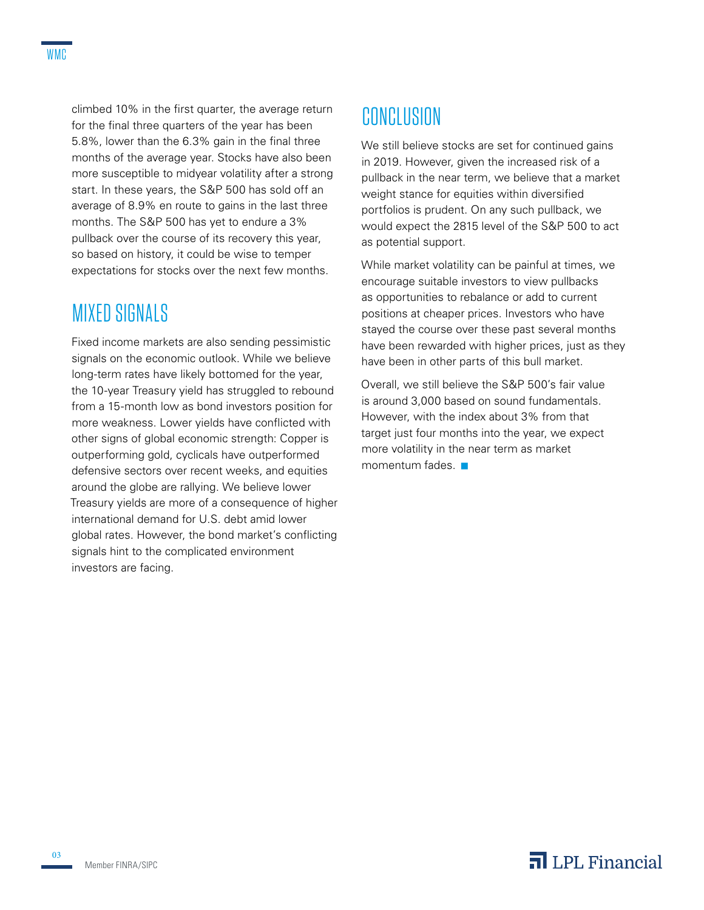climbed 10% in the first quarter, the average return for the final three quarters of the year has been 5.8%, lower than the 6.3% gain in the final three months of the average year. Stocks have also been more susceptible to midyear volatility after a strong start. In these years, the S&P 500 has sold off an average of 8.9% en route to gains in the last three months. The S&P 500 has yet to endure a 3% pullback over the course of its recovery this year, so based on history, it could be wise to temper expectations for stocks over the next few months.

## MIXED SIGNALS

Fixed income markets are also sending pessimistic signals on the economic outlook. While we believe long-term rates have likely bottomed for the year, the 10-year Treasury yield has struggled to rebound from a 15-month low as bond investors position for more weakness. Lower yields have conflicted with other signs of global economic strength: Copper is outperforming gold, cyclicals have outperformed defensive sectors over recent weeks, and equities around the globe are rallying. We believe lower Treasury yields are more of a consequence of higher international demand for U.S. debt amid lower global rates. However, the bond market's conflicting signals hint to the complicated environment investors are facing.

## CONCLUSION

We still believe stocks are set for continued gains in 2019. However, given the increased risk of a pullback in the near term, we believe that a market weight stance for equities within diversified portfolios is prudent. On any such pullback, we would expect the 2815 level of the S&P 500 to act as potential support.

While market volatility can be painful at times, we encourage suitable investors to view pullbacks as opportunities to rebalance or add to current positions at cheaper prices. Investors who have stayed the course over these past several months have been rewarded with higher prices, just as they have been in other parts of this bull market.

Overall, we still believe the S&P 500's fair value is around 3,000 based on sound fundamentals. However, with the index about 3% from that target just four months into the year, we expect more volatility in the near term as market momentum fades. ■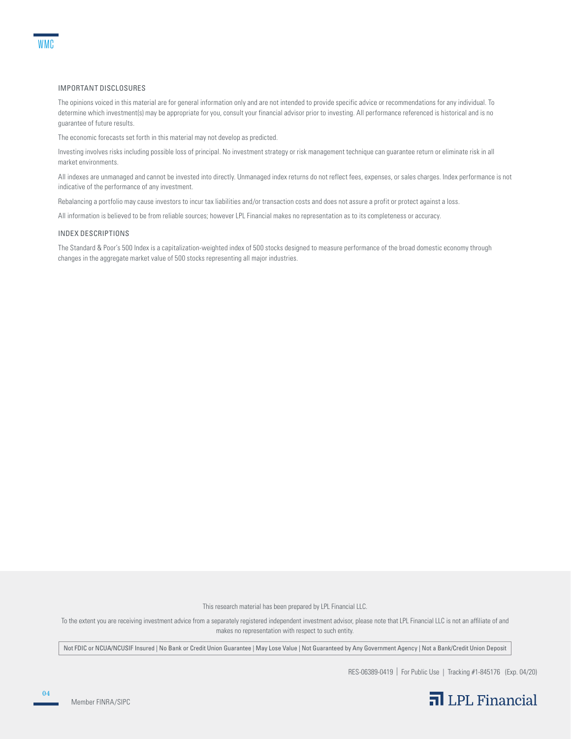## IMPORTANT DISCLOSURES

The opinions voiced in this material are for general information only and are not intended to provide specific advice or recommendations for any individual. To determine which investment(s) may be appropriate for you, consult your financial advisor prior to investing. All performance referenced is historical and is no guarantee of future results.

The economic forecasts set forth in this material may not develop as predicted.

Investing involves risks including possible loss of principal. No investment strategy or risk management technique can guarantee return or eliminate risk in all market environments.

All indexes are unmanaged and cannot be invested into directly. Unmanaged index returns do not reflect fees, expenses, or sales charges. Index performance is not indicative of the performance of any investment.

Rebalancing a portfolio may cause investors to incur tax liabilities and/or transaction costs and does not assure a profit or protect against a loss.

All information is believed to be from reliable sources; however LPL Financial makes no representation as to its completeness or accuracy.

## INDEX DESCRIPTIONS

The Standard & Poor's 500 Index is a capitalization-weighted index of 500 stocks designed to measure performance of the broad domestic economy through changes in the aggregate market value of 500 stocks representing all major industries.

This research material has been prepared by LPL Financial LLC.

To the extent you are receiving investment advice from a separately registered independent investment advisor, please note that LPL Financial LLC is not an affiliate of and makes no representation with respect to such entity.

Not FDIC or NCUA/NCUSIF Insured | No Bank or Credit Union Guarantee | May Lose Value | Not Guaranteed by Any Government Agency | Not a Bank/Credit Union Deposit

RES-06389-0419 | For Public Use | Tracking #1-845176 (Exp. 04/20)

Member FINRA/SIPC

LPL Financial